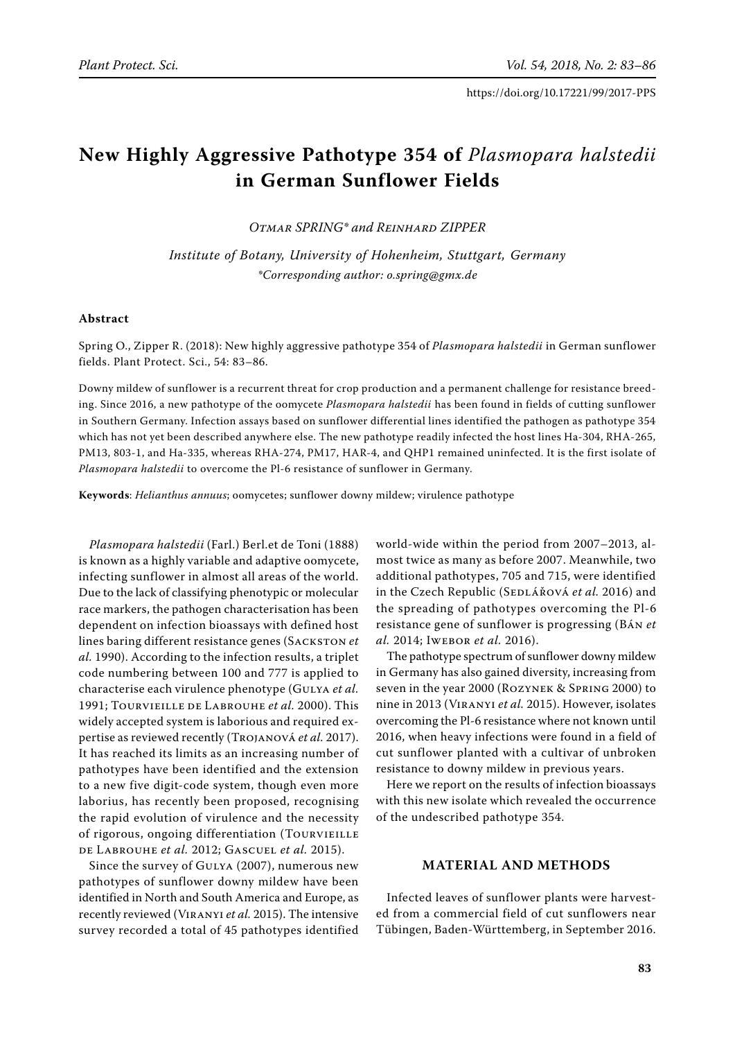https://doi.org/10.17221/99/2017-PPS

# New Highly Aggressive Pathotype 354 of *Plasmopara halstedii* in German Sunflower Fields

*Otmar SPRING\* and Reinhard ZIPPER*

*Institute of Botany, University of Hohenheim, Stuttgart, Germany*
*\*Corresponding author: o.spring@gmx.de*

### Abstract

Spring O., Zipper R. (2018): New highly aggressive pathotype 354 of *Plasmopara halstedii* in German sunflower fields. Plant Protect. Sci., 54: 83–86.

Downy mildew of sunflower is a recurrent threat for crop production and a permanent challenge for resistance breeding. Since 2016, a new pathotype of the oomycete *Plasmopara halstedii* has been found in fields of cutting sunflower in Southern Germany. Infection assays based on sunflower differential lines identified the pathogen as pathotype 354 which has not yet been described anywhere else. The new pathotype readily infected the host lines Ha-304, RHA-265, PM13, 803-1, and Ha-335, whereas RHA-274, PM17, HAR-4, and QHP1 remained uninfected. It is the first isolate of *Plasmopara halstedii* to overcome the Pl-6 resistance of sunflower in Germany.

**Keywords**: *Helianthus annuus*; oomycetes; sunflower downy mildew; virulence pathotype

*Plasmopara halstedii* (Farl.) Berl.et de Toni (1888) is known as a highly variable and adaptive oomycete, infecting sunflower in almost all areas of the world. Due to the lack of classifying phenotypic or molecular race markers, the pathogen characterisation has been dependent on infection bioassays with defined host lines baring different resistance genes (Sackston *et al.* 1990). According to the infection results, a triplet code numbering between 100 and 777 is applied to characterise each virulence phenotype (Gulya *et al.* 1991; Tourvieille de Labrouhe *et al.* 2000). This widely accepted system is laborious and required expertise as reviewed recently (Trojanová *et al.* 2017). It has reached its limits as an increasing number of pathotypes have been identified and the extension to a new five digit-code system, though even more laborius, has recently been proposed, recognising the rapid evolution of virulence and the necessity of rigorous, ongoing differentiation (Tourvieille de Labrouhe *et al.* 2012; Gascuel *et al.* 2015).

Since the survey of Gulya (2007), numerous new pathotypes of sunflower downy mildew have been identified in North and South America and Europe, as recently reviewed (Viranyi *et al.* 2015). The intensive survey recorded a total of 45 pathotypes identified world-wide within the period from 2007–2013, almost twice as many as before 2007. Meanwhile, two additional pathotypes, 705 and 715, were identified in the Czech Republic (Sedlářová *et al.* 2016) and the spreading of pathotypes overcoming the Pl-6 resistance gene of sunflower is progressing (Bán *et al.* 2014; Iwebor *et al.* 2016).

The pathotype spectrum of sunflower downy mildew in Germany has also gained diversity, increasing from seven in the year 2000 (Rozynek & Spring 2000) to nine in 2013 (Viranyi *et al.* 2015). However, isolates overcoming the Pl-6 resistance where not known until 2016, when heavy infections were found in a field of cut sunflower planted with a cultivar of unbroken resistance to downy mildew in previous years.

Here we report on the results of infection bioassays with this new isolate which revealed the occurrence of the undescribed pathotype 354.

## MATERIAL AND METHODS

Infected leaves of sunflower plants were harvested from a commercial field of cut sunflowers near Tübingen, Baden-Württemberg, in September 2016.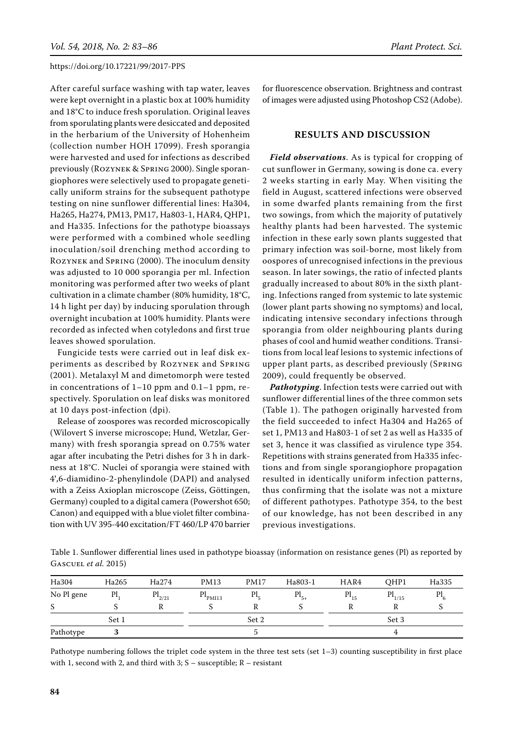After careful surface washing with tap water, leaves were kept overnight in a plastic box at 100% humidity and 18°C to induce fresh sporulation. Original leaves from sporulating plants were desiccated and deposited in the herbarium of the University of Hohenheim (collection number HOH 17099). Fresh sporangia were harvested and used for infections as described previously (Rozynek & Spring 2000). Single sporangiophores were selectively used to propagate genetically uniform strains for the subsequent pathotype testing on nine sunflower differential lines: Ha304, Ha265, Ha274, PM13, PM17, Ha803-1, HAR4, QHP1, and Ha335. Infections for the pathotype bioassays were performed with a combined whole seedling inoculation/soil drenching method according to Rozynek and Spring (2000). The inoculum density was adjusted to 10 000 sporangia per ml. Infection monitoring was performed after two weeks of plant cultivation in a climate chamber (80% humidity, 18°C, 14 h light per day) by inducing sporulation through overnight incubation at 100% humidity. Plants were recorded as infected when cotyledons and first true leaves showed sporulation.

Fungicide tests were carried out in leaf disk experiments as described by Rozynek and Spring (2001). Metalaxyl M and dimetomorph were tested in concentrations of 1–10 ppm and 0.1–1 ppm, respectively. Sporulation on leaf disks was monitored at 10 days post-infection (dpi).

Release of zoospores was recorded microscopically (Wilovert S inverse microscope; Hund, Wetzlar, Germany) with fresh sporangia spread on 0.75% water agar after incubating the Petri dishes for 3 h in darkness at 18°C. Nuclei of sporangia were stained with 4',6-diamidino-2-phenylindole (DAPI) and analysed with a Zeiss Axioplan microscope (Zeiss, Göttingen, Germany) coupled to a digital camera (Powershot 650; Canon) and equipped with a blue violet filter combination with UV 395-440 excitation/FT 460/LP 470 barrier for fluorescence observation. Brightness and contrast of images were adjusted using Photoshop CS2 (Adobe).

## RESULTS AND DISCUSSION

***Field observations***. As is typical for cropping of cut sunflower in Germany, sowing is done ca. every 2 weeks starting in early May. When visiting the field in August, scattered infections were observed in some dwarfed plants remaining from the first two sowings, from which the majority of putatively healthy plants had been harvested. The systemic infection in these early sown plants suggested that primary infection was soil-borne, most likely from oospores of unrecognised infections in the previous season. In later sowings, the ratio of infected plants gradually increased to about 80% in the sixth planting. Infections ranged from systemic to late systemic (lower plant parts showing no symptoms) and local, indicating intensive secondary infections through sporangia from older neighbouring plants during phases of cool and humid weather conditions. Transitions from local leaf lesions to systemic infections of upper plant parts, as described previously (Spring 2009), could frequently be observed.

***Pathotyping***. Infection tests were carried out with sunflower differential lines of the three common sets (Table 1). The pathogen originally harvested from the field succeeded to infect Ha304 and Ha265 of set 1, PM13 and Ha803-1 of set 2 as well as Ha335 of set 3, hence it was classified as virulence type 354. Repetitions with strains generated from Ha335 infections and from single sporangiophore propagation resulted in identically uniform infection patterns, thus confirming that the isolate was not a mixture of different pathotypes. Pathotype 354, to the best of our knowledge, has not been described in any previous investigations.

Table 1. Sunflower differential lines used in pathotype bioassay (information on resistance genes (Pl) as reported by Gascuel *et al.* 2015)

| Ha304 | Ha265 | Ha274 | PM13 | PM17 | Ha803-1 | HAR4 | QHP1 | Ha335 |
|---|---|---|---|---|---|---|---|---|
| No Pl gene | $Pl_1$ | $Pl_{2/21}$ | $Pl_{PMI13}$ | $Pl_5$ | $Pl_{5+}$ | $Pl_{15}$ | $Pl_{1/15}$ | $Pl_6$ |
| S | S | R | S | R | S | R | R | S |
| Set 1 | | | Set 2 | | | Set 3 | | |
| Pathotype | **3** | | | 5 | | | 4 | |

Pathotype numbering follows the triplet code system in the three test sets (set 1–3) counting susceptibility in first place with 1, second with 2, and third with 3; S – susceptible; R – resistant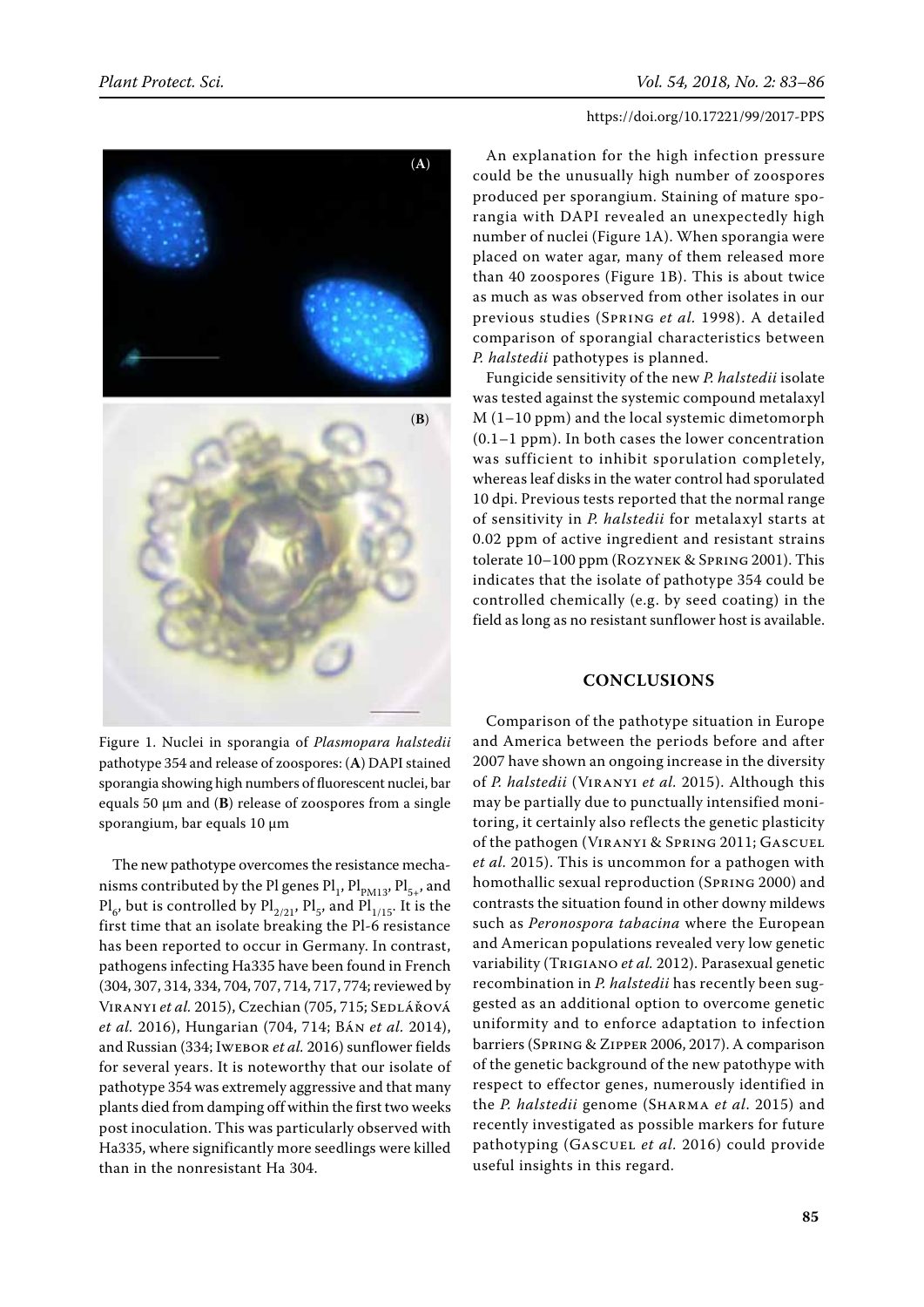Figure 1. Nuclei in sporangia of *Plasmopara halstedii* pathotype 354 and release of zoospores: (**A**) DAPI stained sporangia showing high numbers of fluorescent nuclei, bar equals 50 µm and (**B**) release of zoospores from a single sporangium, bar equals 10 µm

The new pathotype overcomes the resistance mechanisms contributed by the Pl genes $Pl_1$, $Pl_{PM13}$, $Pl_{5+}$, and $Pl_6$, but is controlled by $Pl_{2/21}$, $Pl_5$, and $Pl_{1/15}$. It is the first time that an isolate breaking the Pl-6 resistance has been reported to occur in Germany. In contrast, pathogens infecting Ha335 have been found in French (304, 307, 314, 334, 704, 707, 714, 717, 774; reviewed by Viranyi *et al.* 2015), Czechian (705, 715; Sedlářová *et al.* 2016), Hungarian (704, 714; Bán *et al.* 2014), and Russian (334; Iwebor *et al.* 2016) sunflower fields for several years. It is noteworthy that our isolate of pathotype 354 was extremely aggressive and that many plants died from damping off within the first two weeks post inoculation. This was particularly observed with Ha335, where significantly more seedlings were killed than in the nonresistant Ha 304.

An explanation for the high infection pressure could be the unusually high number of zoospores produced per sporangium. Staining of mature sporangia with DAPI revealed an unexpectedly high number of nuclei (Figure 1A). When sporangia were placed on water agar, many of them released more than 40 zoospores (Figure 1B). This is about twice as much as was observed from other isolates in our previous studies (Spring *et al.* 1998). A detailed comparison of sporangial characteristics between *P. halstedii* pathotypes is planned.

Fungicide sensitivity of the new *P. halstedii* isolate was tested against the systemic compound metalaxyl M (1–10 ppm) and the local systemic dimetomorph (0.1–1 ppm). In both cases the lower concentration was sufficient to inhibit sporulation completely, whereas leaf disks in the water control had sporulated 10 dpi. Previous tests reported that the normal range of sensitivity in *P. halstedii* for metalaxyl starts at 0.02 ppm of active ingredient and resistant strains tolerate 10–100 ppm (Rozynek & Spring 2001). This indicates that the isolate of pathotype 354 could be controlled chemically (e.g. by seed coating) in the field as long as no resistant sunflower host is available.

## CONCLUSIONS

Comparison of the pathotype situation in Europe and America between the periods before and after 2007 have shown an ongoing increase in the diversity of *P. halstedii* (Viranyi *et al.* 2015). Although this may be partially due to punctually intensified monitoring, it certainly also reflects the genetic plasticity of the pathogen (Viranyi & Spring 2011; Gascuel *et al.* 2015). This is uncommon for a pathogen with homothallic sexual reproduction (Spring 2000) and contrasts the situation found in other downy mildews such as *Peronospora tabacina* where the European and American populations revealed very low genetic variability (Trigiano *et al.* 2012). Parasexual genetic recombination in *P. halstedii* has recently been suggested as an additional option to overcome genetic uniformity and to enforce adaptation to infection barriers (Spring & Zipper 2006, 2017). A comparison of the genetic background of the new patothype with respect to effector genes, numerously identified in the *P. halstedii* genome (Sharma *et al*. 2015) and recently investigated as possible markers for future pathotyping (Gascuel *et al.* 2016) could provide useful insights in this regard.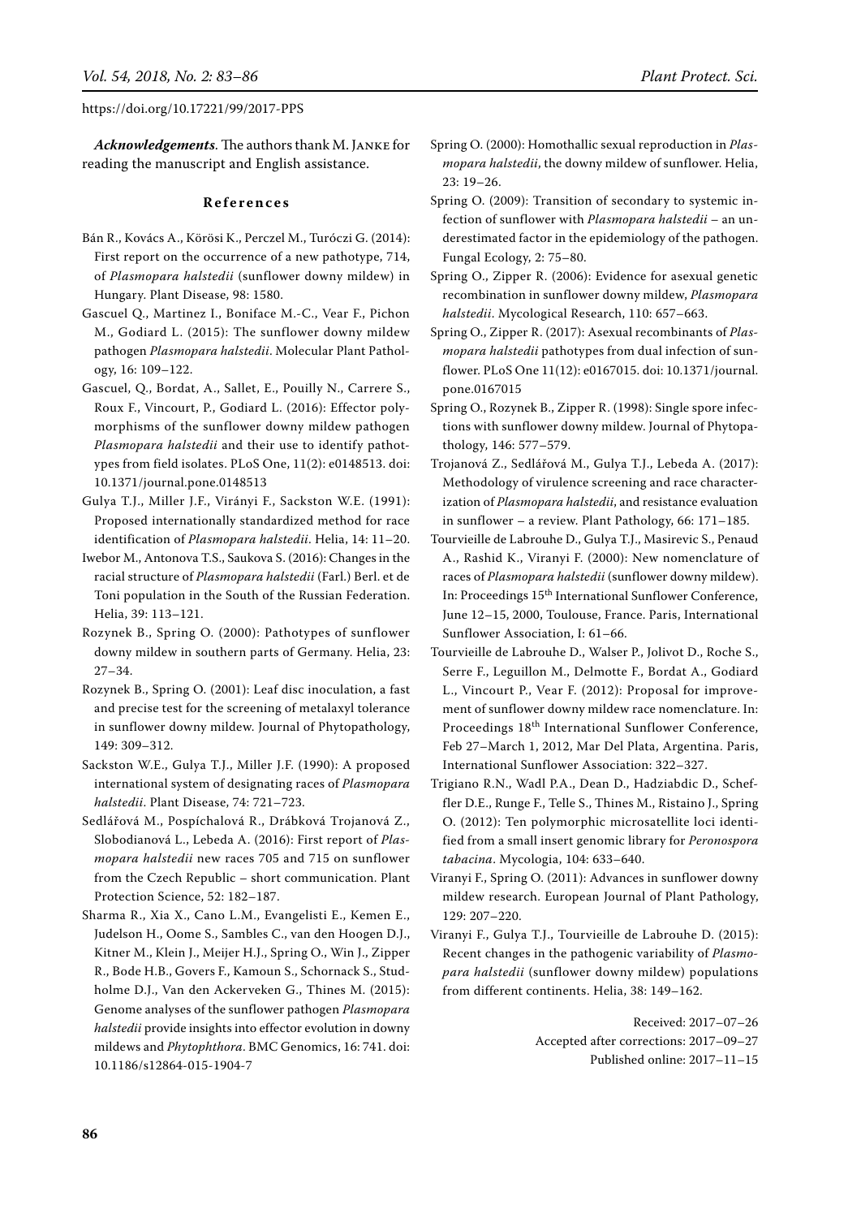*Acknowledgements*. The authors thank M. Janke for reading the manuscript and English assistance.

## References

Bán R., Kovács A., Körösi K., Perczel M., Turóczi G. (2014): First report on the occurrence of a new pathotype, 714, of *Plasmopara halstedii* (sunflower downy mildew) in Hungary. Plant Disease, 98: 1580.

Gascuel Q., Martinez I., Boniface M.-C., Vear F., Pichon M., Godiard L. (2015): The sunflower downy mildew pathogen *Plasmopara halstedii*. Molecular Plant Pathology, 16: 109–122.

Gascuel, Q., Bordat, A., Sallet, E., Pouilly N., Carrere S., Roux F., Vincourt, P., Godiard L. (2016): Effector polymorphisms of the sunflower downy mildew pathogen *Plasmopara halstedii* and their use to identify pathotypes from field isolates. PLoS One, 11(2): e0148513. doi: 10.1371/journal.pone.0148513

Gulya T.J., Miller J.F., Virányi F., Sackston W.E. (1991): Proposed internationally standardized method for race identification of *Plasmopara halstedii*. Helia, 14: 11–20.

Iwebor M., Antonova T.S., Saukova S. (2016): Changes in the racial structure of *Plasmopara halstedii* (Farl.) Berl. et de Toni population in the South of the Russian Federation. Helia, 39: 113–121.

Rozynek B., Spring O. (2000): Pathotypes of sunflower downy mildew in southern parts of Germany. Helia, 23: 27–34.

Rozynek B., Spring O. (2001): Leaf disc inoculation, a fast and precise test for the screening of metalaxyl tolerance in sunflower downy mildew. Journal of Phytopathology, 149: 309–312.

Sackston W.E., Gulya T.J., Miller J.F. (1990): A proposed international system of designating races of *Plasmopara halstedii*. Plant Disease, 74: 721–723.

Sedlářová M., Pospíchalová R., Drábková Trojanová Z., Slobodianová L., Lebeda A. (2016): First report of *Plasmopara halstedii* new races 705 and 715 on sunflower from the Czech Republic – short communication. Plant Protection Science, 52: 182–187.

Sharma R., Xia X., Cano L.M., Evangelisti E., Kemen E., Judelson H., Oome S., Sambles C., van den Hoogen D.J., Kitner M., Klein J., Meijer H.J., Spring O., Win J., Zipper R., Bode H.B., Govers F., Kamoun S., Schornack S., Studholme D.J., Van den Ackerveken G., Thines M. (2015): Genome analyses of the sunflower pathogen *Plasmopara halstedii* provide insights into effector evolution in downy mildews and *Phytophthora*. BMC Genomics, 16: 741. doi: 10.1186/s12864-015-1904-7

Spring O. (2000): Homothallic sexual reproduction in *Plasmopara halstedii*, the downy mildew of sunflower. Helia, 23: 19–26.

Spring O. (2009): Transition of secondary to systemic infection of sunflower with *Plasmopara halstedii* – an underestimated factor in the epidemiology of the pathogen. Fungal Ecology, 2: 75–80.

Spring O., Zipper R. (2006): Evidence for asexual genetic recombination in sunflower downy mildew, *Plasmopara halstedii*. Mycological Research, 110: 657–663.

Spring O., Zipper R. (2017): Asexual recombinants of *Plasmopara halstedii* pathotypes from dual infection of sunflower. PLoS One 11(12): e0167015. doi: 10.1371/journal.pone.0167015

Spring O., Rozynek B., Zipper R. (1998): Single spore infections with sunflower downy mildew. Journal of Phytopathology, 146: 577–579.

Trojanová Z., Sedlářová M., Gulya T.J., Lebeda A. (2017): Methodology of virulence screening and race characterization of *Plasmopara halstedii*, and resistance evaluation in sunflower – a review. Plant Pathology, 66: 171–185.

Tourvieille de Labrouhe D., Gulya T.J., Masirevic S., Penaud A., Rashid K., Viranyi F. (2000): New nomenclature of races of *Plasmopara halstedii* (sunflower downy mildew). In: Proceedings 15th International Sunflower Conference, June 12–15, 2000, Toulouse, France. Paris, International Sunflower Association, I: 61–66.

Tourvieille de Labrouhe D., Walser P., Jolivot D., Roche S., Serre F., Leguillon M., Delmotte F., Bordat A., Godiard L., Vincourt P., Vear F. (2012): Proposal for improvement of sunflower downy mildew race nomenclature. In: Proceedings 18th International Sunflower Conference, Feb 27–March 1, 2012, Mar Del Plata, Argentina. Paris, International Sunflower Association: 322–327.

Trigiano R.N., Wadl P.A., Dean D., Hadziabdic D., Scheffler D.E., Runge F., Telle S., Thines M., Ristaino J., Spring O. (2012): Ten polymorphic microsatellite loci identified from a small insert genomic library for *Peronospora tabacina*. Mycologia, 104: 633–640.

Viranyi F., Spring O. (2011): Advances in sunflower downy mildew research. European Journal of Plant Pathology, 129: 207–220.

Viranyi F., Gulya T.J., Tourvieille de Labrouhe D. (2015): Recent changes in the pathogenic variability of *Plasmopara halstedii* (sunflower downy mildew) populations from different continents. Helia, 38: 149–162.

Received: 2017–07–26
Accepted after corrections: 2017–09–27
Published online: 2017–11–15